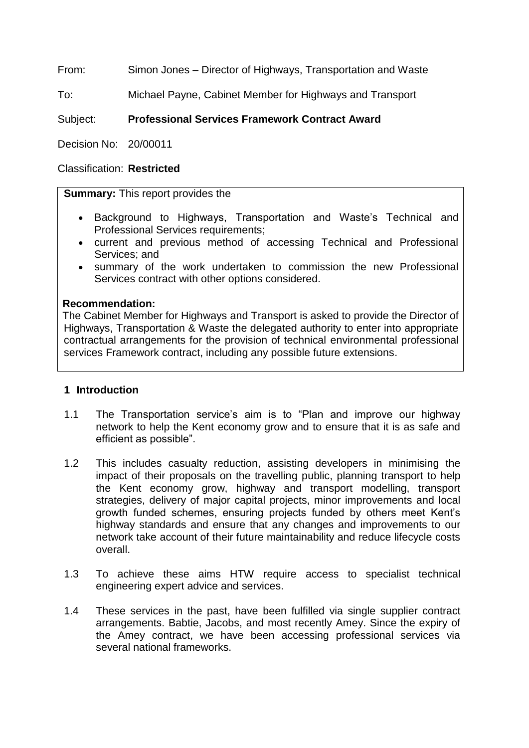From: Simon Jones – Director of Highways, Transportation and Waste

To: Michael Payne, Cabinet Member for Highways and Transport

Subject: **Professional Services Framework Contract Award**

Decision No: 20/00011

Classification: **Restricted**

**Summary:** This report provides the

- Background to Highways, Transportation and Waste's Technical and Professional Services requirements;
- current and previous method of accessing Technical and Professional Services; and
- summary of the work undertaken to commission the new Professional Services contract with other options considered.

**Recommendation:**
The Cabinet Member for Highways and Transport is asked to provide the Director of Highways, Transportation & Waste the delegated authority to enter into appropriate contractual arrangements for the provision of technical environmental professional services Framework contract, including any possible future extensions.

## 1 Introduction

1.1 The Transportation service's aim is to "Plan and improve our highway network to help the Kent economy grow and to ensure that it is as safe and efficient as possible".

1.2 This includes casualty reduction, assisting developers in minimising the impact of their proposals on the travelling public, planning transport to help the Kent economy grow, highway and transport modelling, transport strategies, delivery of major capital projects, minor improvements and local growth funded schemes, ensuring projects funded by others meet Kent's highway standards and ensure that any changes and improvements to our network take account of their future maintainability and reduce lifecycle costs overall.

1.3 To achieve these aims HTW require access to specialist technical engineering expert advice and services.

1.4 These services in the past, have been fulfilled via single supplier contract arrangements. Babtie, Jacobs, and most recently Amey. Since the expiry of the Amey contract, we have been accessing professional services via several national frameworks.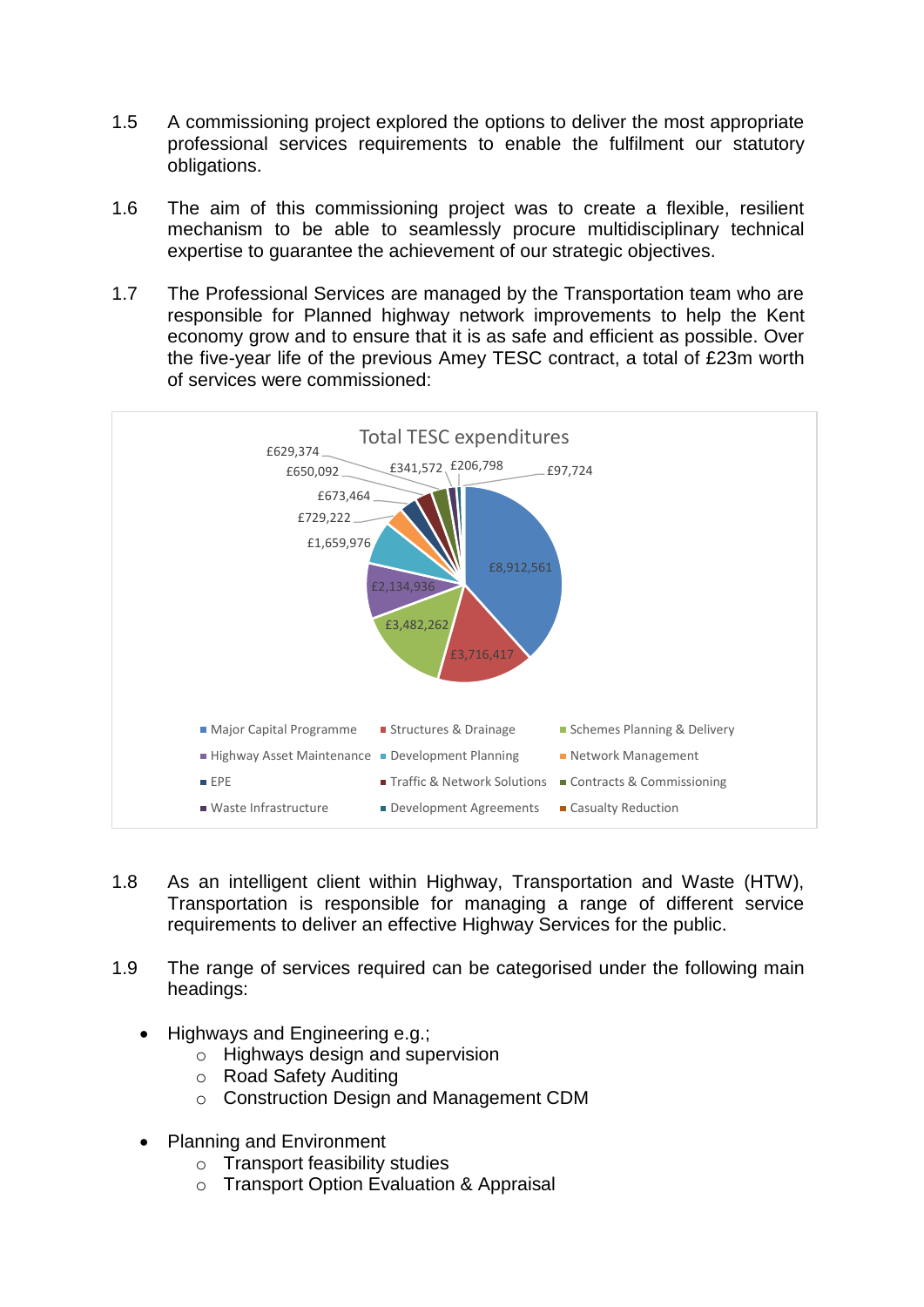1.5 A commissioning project explored the options to deliver the most appropriate professional services requirements to enable the fulfilment our statutory obligations.

1.6 The aim of this commissioning project was to create a flexible, resilient mechanism to be able to seamlessly procure multidisciplinary technical expertise to guarantee the achievement of our strategic objectives.

1.7 The Professional Services are managed by the Transportation team who are responsible for Planned highway network improvements to help the Kent economy grow and to ensure that it is as safe and efficient as possible. Over the five-year life of the previous Amey TESC contract, a total of £23m worth of services were commissioned:

**Total TESC expenditures**

| Service | Expenditure |
|---|---|
| Major Capital Programme | £8,912,561 |
| Structures & Drainage | £3,716,417 |
| Schemes Planning & Delivery | £3,482,262 |
| Highway Asset Maintenance | £2,134,936 |
| Development Planning | £1,659,976 |
| Network Management | £729,222 |
| EPE | £673,464 |
| Traffic & Network Solutions | £650,092 |
| Contracts & Commissioning | £629,374 |
| Waste Infrastructure | £341,572 |
| Development Agreements | £206,798 |
| Casualty Reduction | £97,724 |

1.8 As an intelligent client within Highway, Transportation and Waste (HTW), Transportation is responsible for managing a range of different service requirements to deliver an effective Highway Services for the public.

1.9 The range of services required can be categorised under the following main headings:

- Highways and Engineering e.g.;
  - Highways design and supervision
  - Road Safety Auditing
  - Construction Design and Management CDM

- Planning and Environment
  - Transport feasibility studies
  - Transport Option Evaluation & Appraisal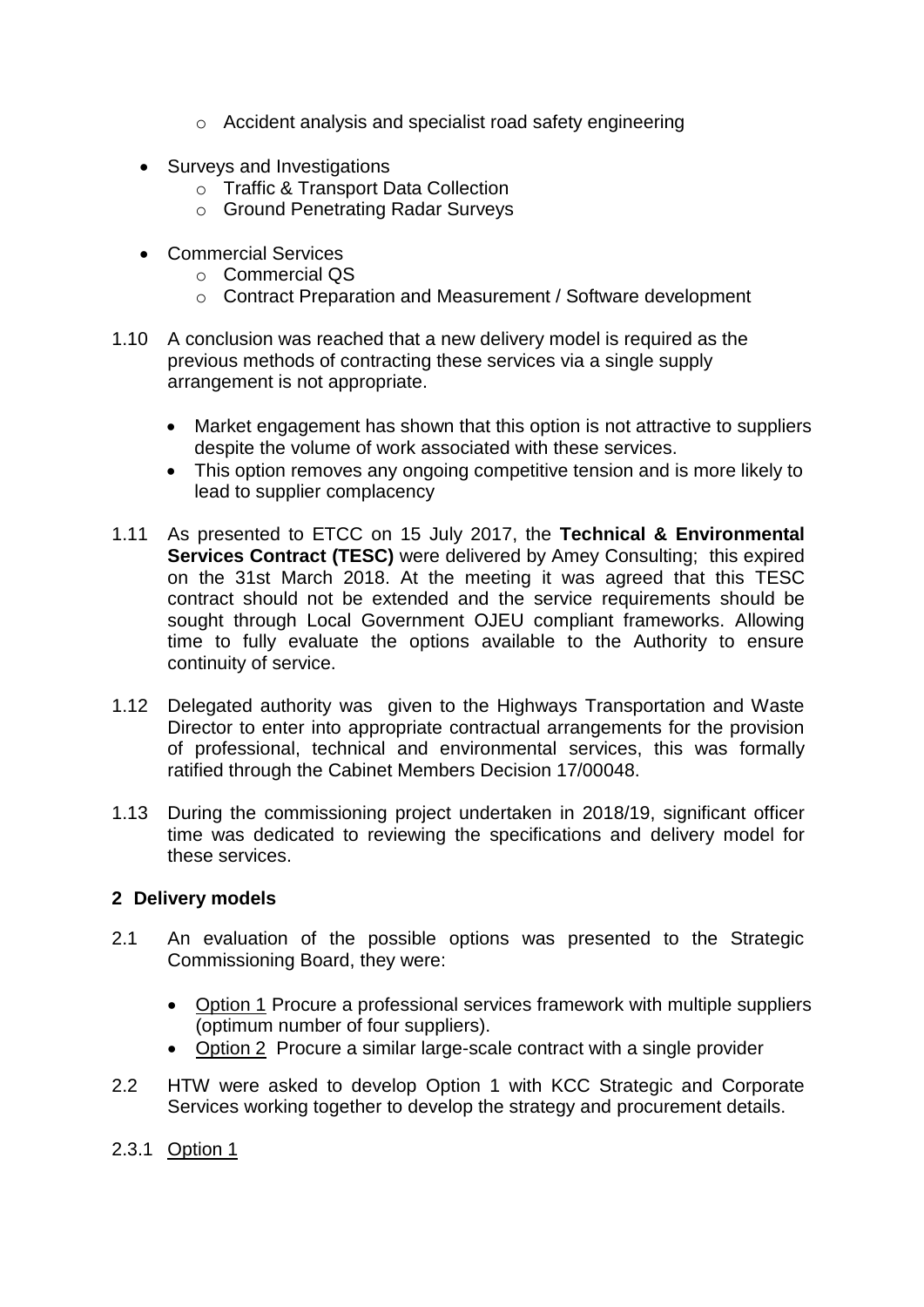- Accident analysis and specialist road safety engineering

- Surveys and Investigations
    - Traffic & Transport Data Collection
    - Ground Penetrating Radar Surveys

- Commercial Services
    - Commercial QS
    - Contract Preparation and Measurement / Software development

1.10 A conclusion was reached that a new delivery model is required as the previous methods of contracting these services via a single supply arrangement is not appropriate.

- Market engagement has shown that this option is not attractive to suppliers despite the volume of work associated with these services.
- This option removes any ongoing competitive tension and is more likely to lead to supplier complacency

1.11 As presented to ETCC on 15 July 2017, the **Technical & Environmental Services Contract (TESC)** were delivered by Amey Consulting; this expired on the 31st March 2018. At the meeting it was agreed that this TESC contract should not be extended and the service requirements should be sought through Local Government OJEU compliant frameworks. Allowing time to fully evaluate the options available to the Authority to ensure continuity of service.

1.12 Delegated authority was given to the Highways Transportation and Waste Director to enter into appropriate contractual arrangements for the provision of professional, technical and environmental services, this was formally ratified through the Cabinet Members Decision 17/00048.

1.13 During the commissioning project undertaken in 2018/19, significant officer time was dedicated to reviewing the specifications and delivery model for these services.

## 2 Delivery models

2.1 An evaluation of the possible options was presented to the Strategic Commissioning Board, they were:

- Option 1 Procure a professional services framework with multiple suppliers (optimum number of four suppliers).
- Option 2 Procure a similar large-scale contract with a single provider

2.2 HTW were asked to develop Option 1 with KCC Strategic and Corporate Services working together to develop the strategy and procurement details.

2.3.1 Option 1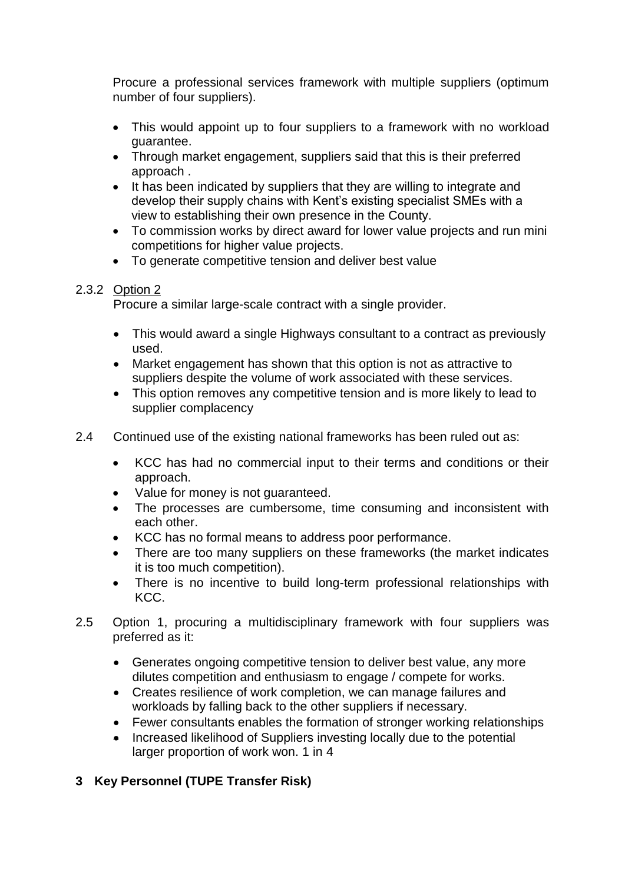Procure a professional services framework with multiple suppliers (optimum number of four suppliers).

- This would appoint up to four suppliers to a framework with no workload guarantee.
- Through market engagement, suppliers said that this is their preferred approach .
- It has been indicated by suppliers that they are willing to integrate and develop their supply chains with Kent's existing specialist SMEs with a view to establishing their own presence in the County.
- To commission works by direct award for lower value projects and run mini competitions for higher value projects.
- To generate competitive tension and deliver best value

2.3.2 Option 2

Procure a similar large-scale contract with a single provider.

- This would award a single Highways consultant to a contract as previously used.
- Market engagement has shown that this option is not as attractive to suppliers despite the volume of work associated with these services.
- This option removes any competitive tension and is more likely to lead to supplier complacency

2.4 Continued use of the existing national frameworks has been ruled out as:

- KCC has had no commercial input to their terms and conditions or their approach.
- Value for money is not guaranteed.
- The processes are cumbersome, time consuming and inconsistent with each other.
- KCC has no formal means to address poor performance.
- There are too many suppliers on these frameworks (the market indicates it is too much competition).
- There is no incentive to build long-term professional relationships with KCC.

2.5 Option 1, procuring a multidisciplinary framework with four suppliers was preferred as it:

- Generates ongoing competitive tension to deliver best value, any more dilutes competition and enthusiasm to engage / compete for works.
- Creates resilience of work completion, we can manage failures and workloads by falling back to the other suppliers if necessary.
- Fewer consultants enables the formation of stronger working relationships
- Increased likelihood of Suppliers investing locally due to the potential larger proportion of work won. 1 in 4

## 3 Key Personnel (TUPE Transfer Risk)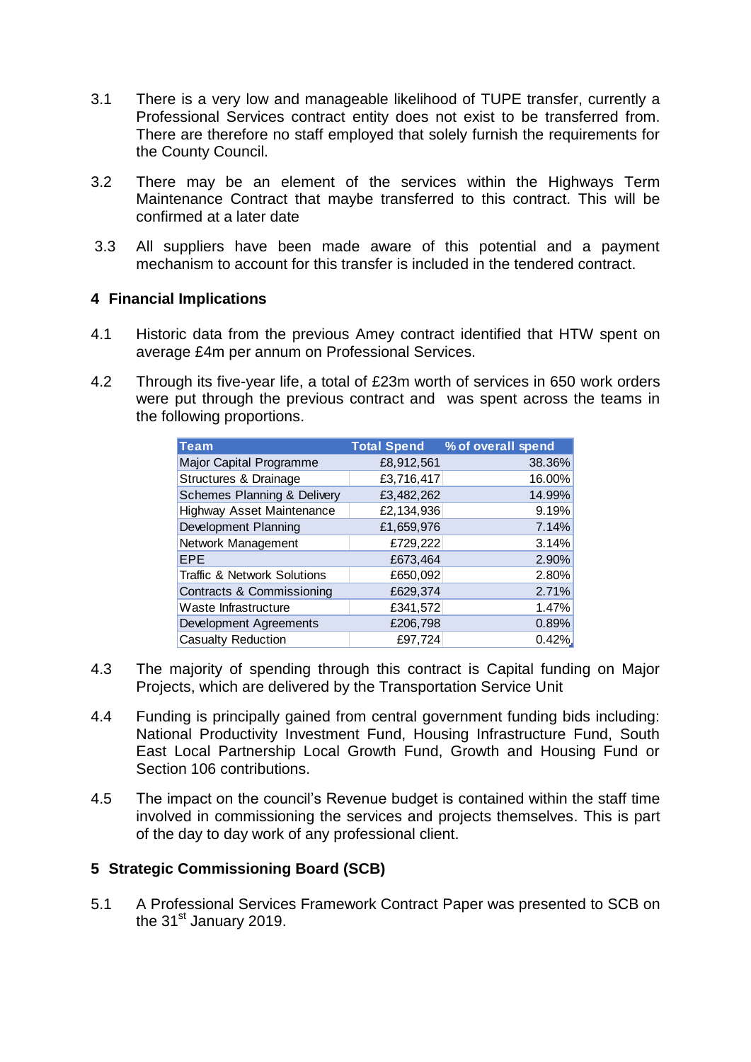3.1 There is a very low and manageable likelihood of TUPE transfer, currently a Professional Services contract entity does not exist to be transferred from. There are therefore no staff employed that solely furnish the requirements for the County Council.

3.2 There may be an element of the services within the Highways Term Maintenance Contract that maybe transferred to this contract. This will be confirmed at a later date

3.3 All suppliers have been made aware of this potential and a payment mechanism to account for this transfer is included in the tendered contract.

## 4 Financial Implications

4.1 Historic data from the previous Amey contract identified that HTW spent on average £4m per annum on Professional Services.

4.2 Through its five-year life, a total of £23m worth of services in 650 work orders were put through the previous contract and was spent across the teams in the following proportions.

| Team | Total Spend | % of overall spend |
|---|---|---|
| Major Capital Programme | £8,912,561 | 38.36% |
| Structures & Drainage | £3,716,417 | 16.00% |
| Schemes Planning & Delivery | £3,482,262 | 14.99% |
| Highway Asset Maintenance | £2,134,936 | 9.19% |
| Development Planning | £1,659,976 | 7.14% |
| Network Management | £729,222 | 3.14% |
| EPE | £673,464 | 2.90% |
| Traffic & Network Solutions | £650,092 | 2.80% |
| Contracts & Commissioning | £629,374 | 2.71% |
| Waste Infrastructure | £341,572 | 1.47% |
| Development Agreements | £206,798 | 0.89% |
| Casualty Reduction | £97,724 | 0.42% |

4.3 The majority of spending through this contract is Capital funding on Major Projects, which are delivered by the Transportation Service Unit

4.4 Funding is principally gained from central government funding bids including: National Productivity Investment Fund, Housing Infrastructure Fund, South East Local Partnership Local Growth Fund, Growth and Housing Fund or Section 106 contributions.

4.5 The impact on the council's Revenue budget is contained within the staff time involved in commissioning the services and projects themselves. This is part of the day to day work of any professional client.

## 5 Strategic Commissioning Board (SCB)

5.1 A Professional Services Framework Contract Paper was presented to SCB on the 31st January 2019.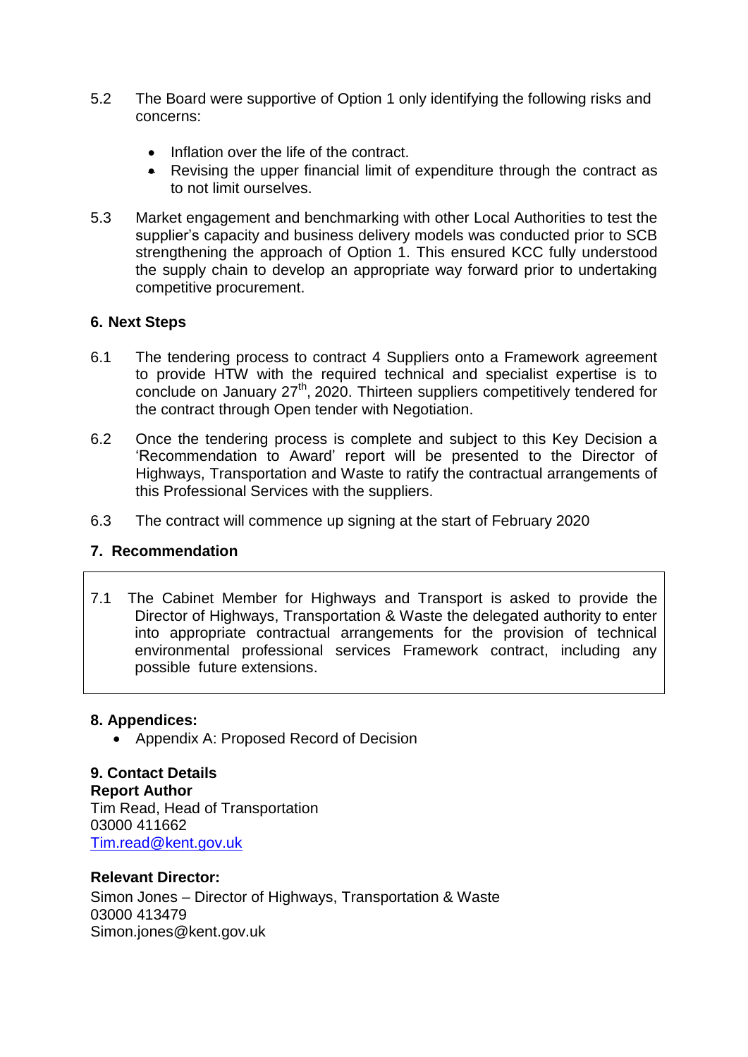5.2 The Board were supportive of Option 1 only identifying the following risks and concerns:

- Inflation over the life of the contract.
- Revising the upper financial limit of expenditure through the contract as to not limit ourselves.

5.3 Market engagement and benchmarking with other Local Authorities to test the supplier's capacity and business delivery models was conducted prior to SCB strengthening the approach of Option 1. This ensured KCC fully understood the supply chain to develop an appropriate way forward prior to undertaking competitive procurement.

## 6. Next Steps

6.1 The tendering process to contract 4 Suppliers onto a Framework agreement to provide HTW with the required technical and specialist expertise is to conclude on January 27th, 2020. Thirteen suppliers competitively tendered for the contract through Open tender with Negotiation.

6.2 Once the tendering process is complete and subject to this Key Decision a 'Recommendation to Award' report will be presented to the Director of Highways, Transportation and Waste to ratify the contractual arrangements of this Professional Services with the suppliers.

6.3 The contract will commence up signing at the start of February 2020

## 7. Recommendation

7.1 The Cabinet Member for Highways and Transport is asked to provide the Director of Highways, Transportation & Waste the delegated authority to enter into appropriate contractual arrangements for the provision of technical environmental professional services Framework contract, including any possible future extensions.

## 8. Appendices:

- Appendix A: Proposed Record of Decision

## 9. Contact Details

**Report Author**
Tim Read, Head of Transportation
03000 411662
Tim.read@kent.gov.uk

**Relevant Director:**
Simon Jones – Director of Highways, Transportation & Waste
03000 413479
Simon.jones@kent.gov.uk